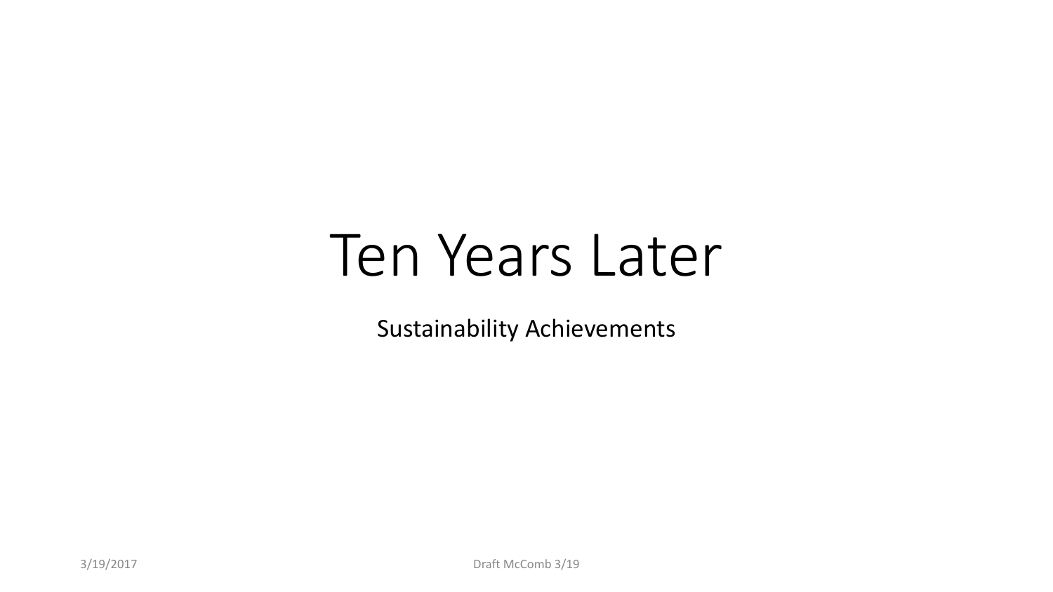# Ten Years Later

Sustainability Achievements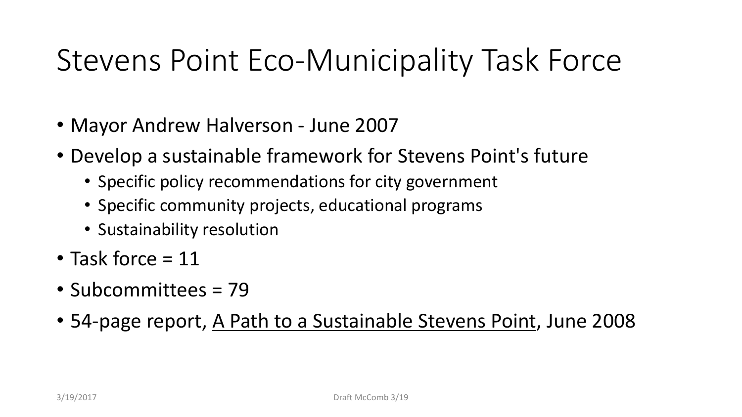# Stevens Point Eco-Municipality Task Force

- Mayor Andrew Halverson - June 2007
- Develop a sustainable framework for Stevens Point's future
  - Specific policy recommendations for city government
  - Specific community projects, educational programs
  - Sustainability resolution
- Task force = 11
- Subcommittees = 79
- 54-page report, A Path to a Sustainable Stevens Point, June 2008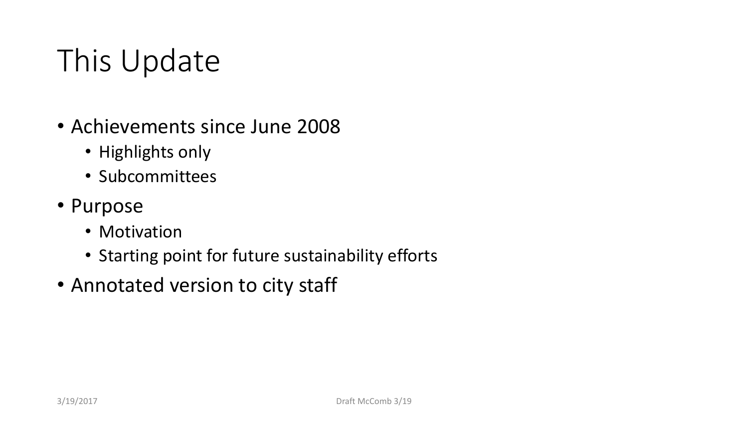# This Update

- Achievements since June 2008
  - Highlights only
  - Subcommittees
- Purpose
  - Motivation
  - Starting point for future sustainability efforts
- Annotated version to city staff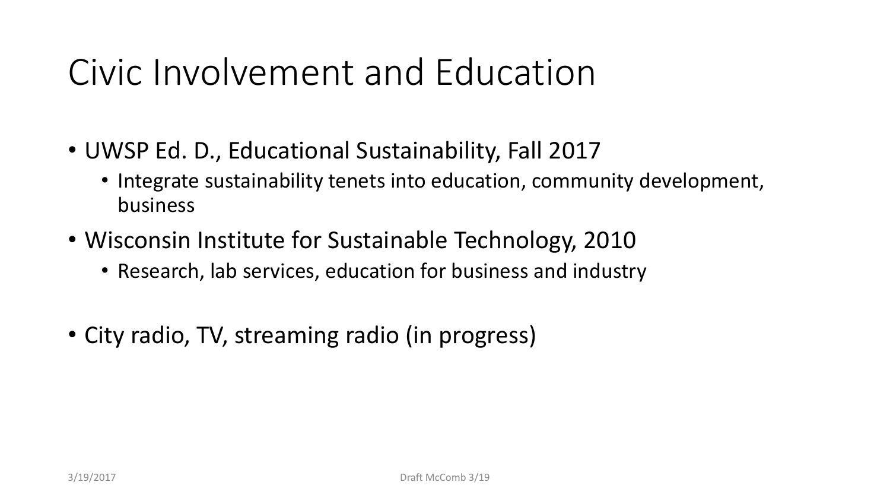# Civic Involvement and Education

- UWSP Ed. D., Educational Sustainability, Fall 2017
  - Integrate sustainability tenets into education, community development, business
- Wisconsin Institute for Sustainable Technology, 2010
  - Research, lab services, education for business and industry
- City radio, TV, streaming radio (in progress)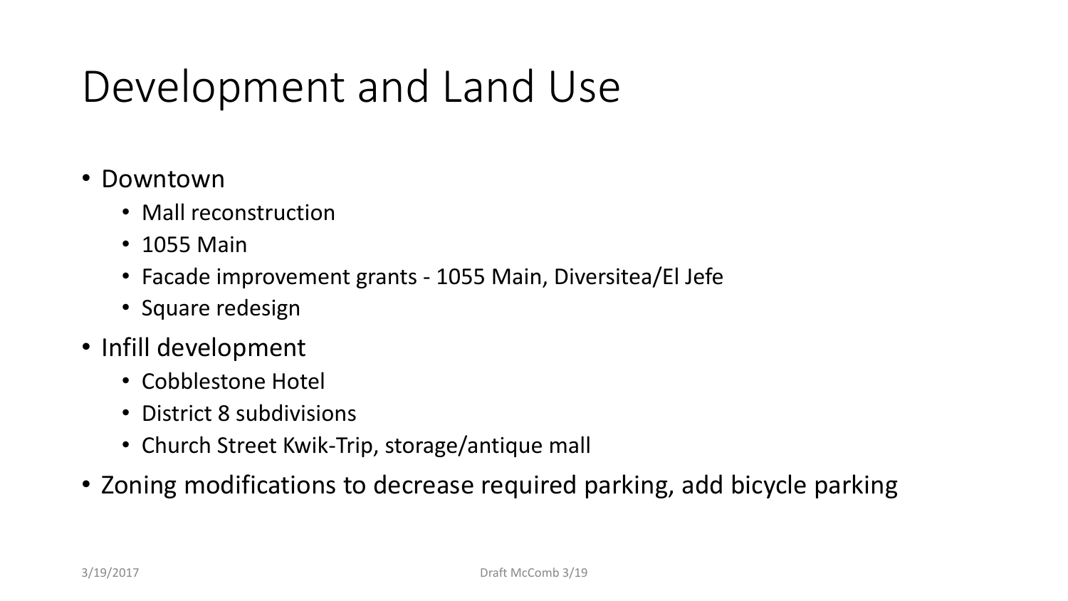# Development and Land Use

- Downtown
  - Mall reconstruction
  - 1055 Main
  - Facade improvement grants - 1055 Main, Diversitea/El Jefe
  - Square redesign
- Infill development
  - Cobblestone Hotel
  - District 8 subdivisions
  - Church Street Kwik-Trip, storage/antique mall
- Zoning modifications to decrease required parking, add bicycle parking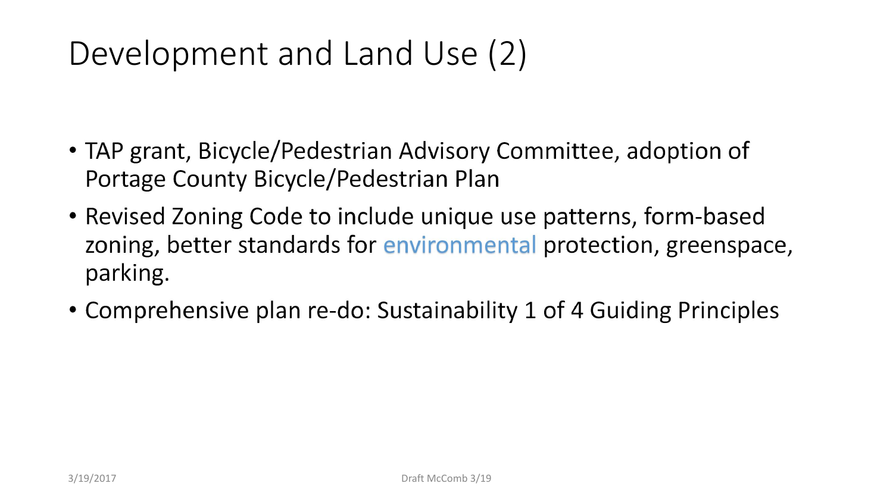# Development and Land Use (2)

- TAP grant, Bicycle/Pedestrian Advisory Committee, adoption of Portage County Bicycle/Pedestrian Plan
- Revised Zoning Code to include unique use patterns, form-based zoning, better standards for environmental protection, greenspace, parking.
- Comprehensive plan re-do: Sustainability 1 of 4 Guiding Principles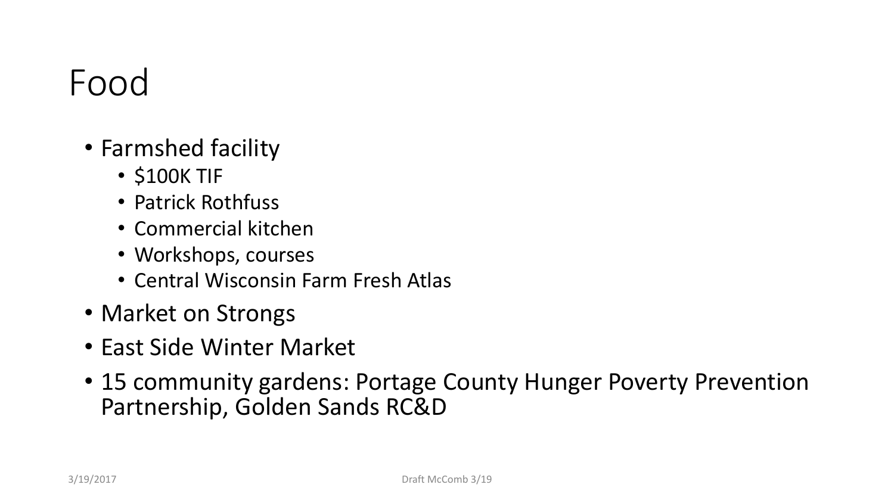# Food

- Farmshed facility
  - $100K TIF
  - Patrick Rothfuss
  - Commercial kitchen
  - Workshops, courses
  - Central Wisconsin Farm Fresh Atlas
- Market on Strongs
- East Side Winter Market
- 15 community gardens: Portage County Hunger Poverty Prevention Partnership, Golden Sands RC&D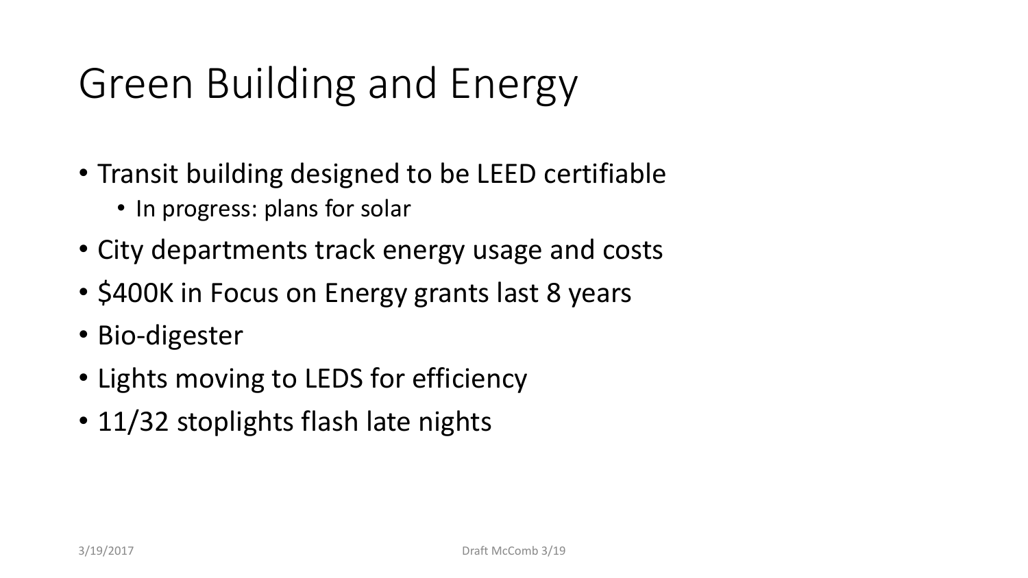# Green Building and Energy

- Transit building designed to be LEED certifiable
  - In progress: plans for solar
- City departments track energy usage and costs
- $400K in Focus on Energy grants last 8 years
- Bio-digester
- Lights moving to LEDS for efficiency
- 11/32 stoplights flash late nights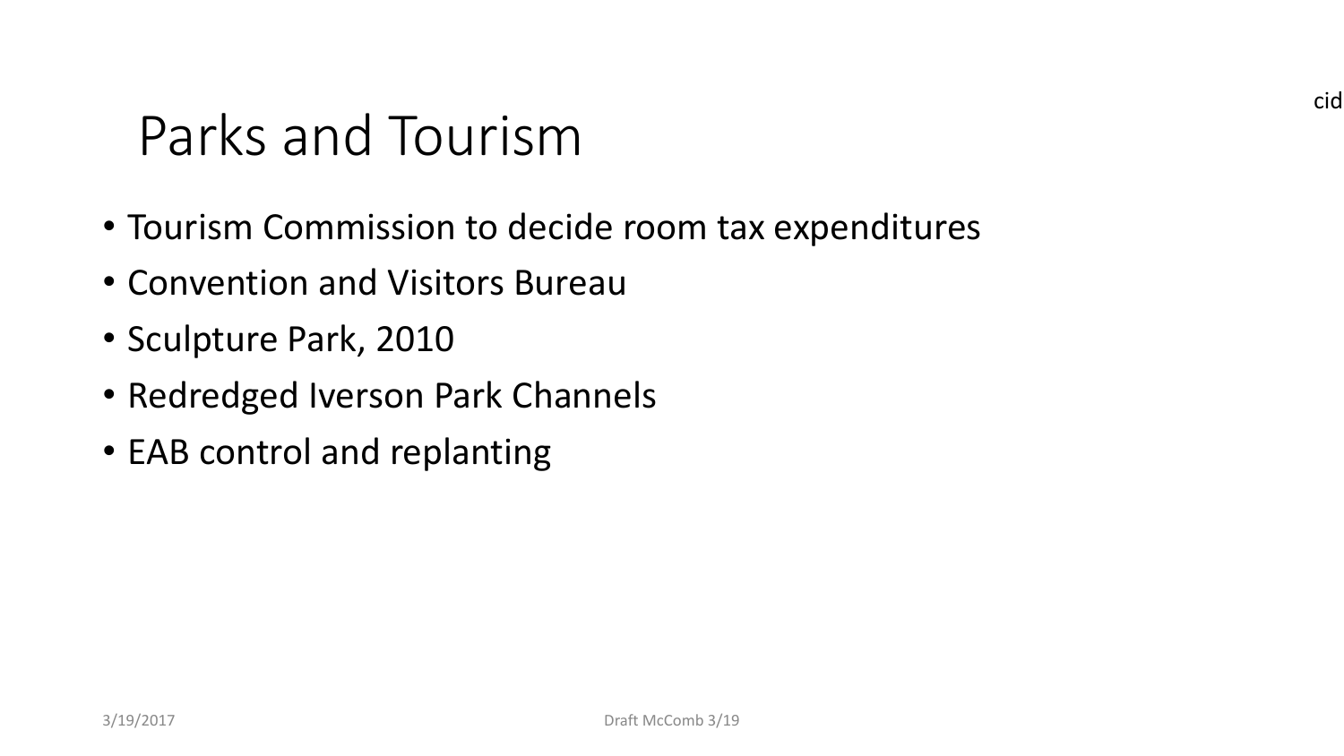# Parks and Tourism

cid

- Tourism Commission to decide room tax expenditures
- Convention and Visitors Bureau
- Sculpture Park, 2010
- Redredged Iverson Park Channels
- EAB control and replanting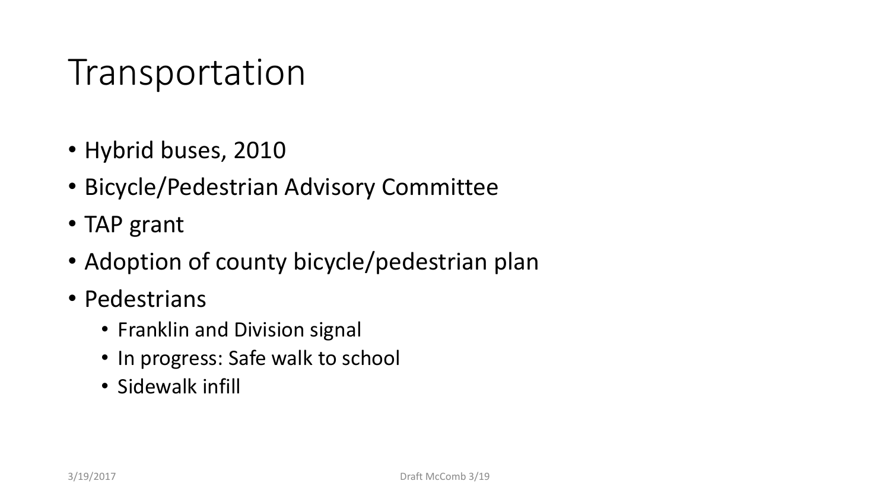# Transportation

- Hybrid buses, 2010
- Bicycle/Pedestrian Advisory Committee
- TAP grant
- Adoption of county bicycle/pedestrian plan
- Pedestrians
  - Franklin and Division signal
  - In progress: Safe walk to school
  - Sidewalk infill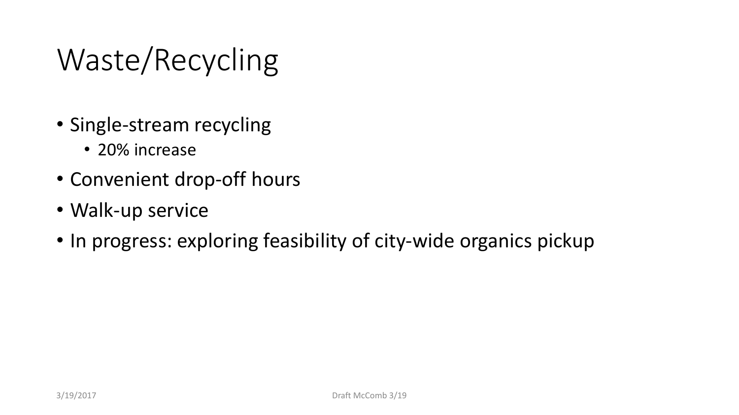# Waste/Recycling

- Single-stream recycling
  - 20% increase
- Convenient drop-off hours
- Walk-up service
- In progress: exploring feasibility of city-wide organics pickup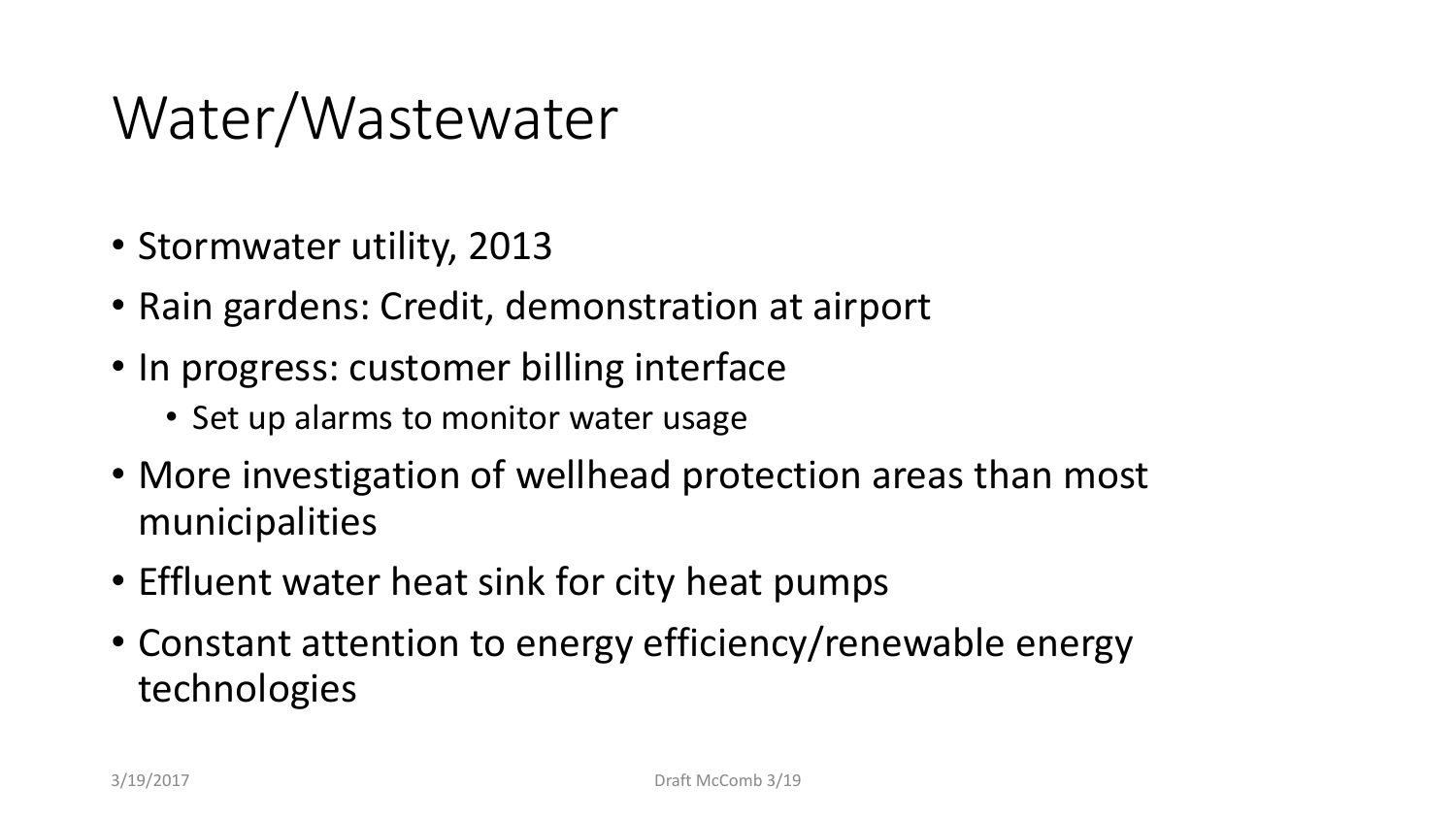# Water/Wastewater

- Stormwater utility, 2013
- Rain gardens: Credit, demonstration at airport
- In progress: customer billing interface
  - Set up alarms to monitor water usage
- More investigation of wellhead protection areas than most municipalities
- Effluent water heat sink for city heat pumps
- Constant attention to energy efficiency/renewable energy technologies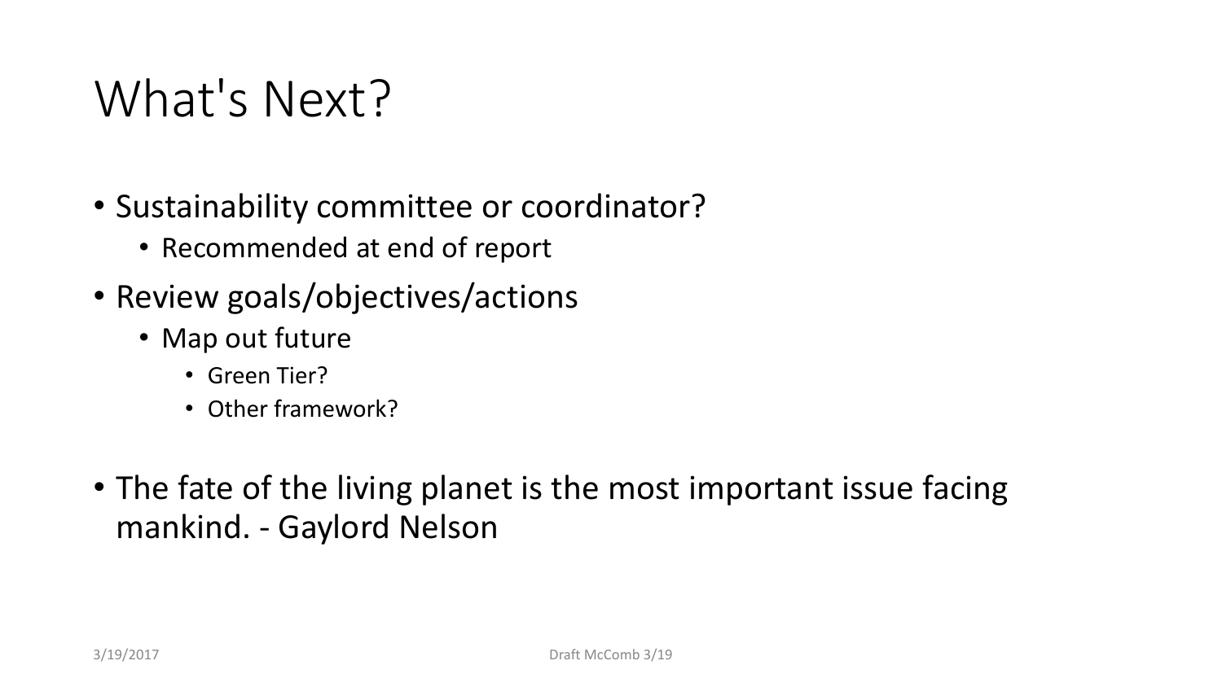# What's Next?

- Sustainability committee or coordinator?
  - Recommended at end of report
- Review goals/objectives/actions
  - Map out future
    - Green Tier?
    - Other framework?

- The fate of the living planet is the most important issue facing mankind. - Gaylord Nelson